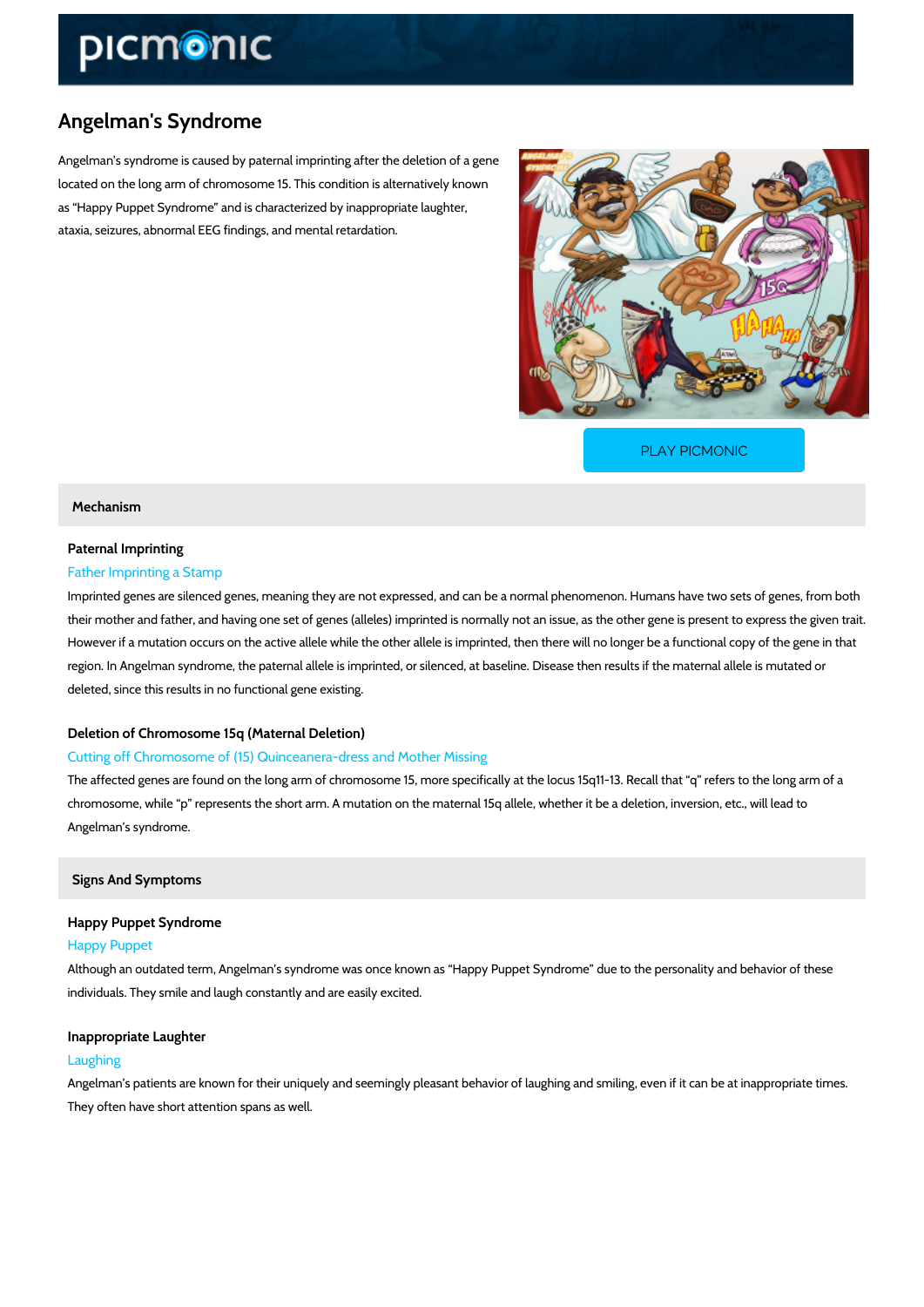# Angelman's Syndrome

Angelman's syndrome is caused by paternal imprinting after the deletion of a gene located on the long arm of chromosome 15. This condition is alternatively known as "Happy Puppet Syndrome" and is characterized by inappropriate laughter, ataxia, seizures, abnormal EEG findings, and mental retardation.

PLAY PICMONIC

## Mechanism

### Paternal Imprinting

Father Imprinting a Stamp

Imprinted genes are silenced genes, meaning they are not expressed, and can be a normal phenomenon. Humans have two sets of genes, from both their mother and father, and having one set of genes (alleles) imprinted is normally not an issue, as the other gene is present to express the given trait. However if a mutation occurs on the active allele while the other allele is imprinted, then there will no longer be a functional copy of the gene in that region. In Angelman syndrome, the paternal allele is imprinted, or silenced, at baseline. Disease then results if the maternal allele is mutated or deleted, since this results in no functional gene existing.

### Deletion of Chromosome 15q (Maternal Deletion)

Cutting off Chromosome of (15) Quinceanera-dress and Mother Missing

The affected genes are found on the long arm of chromosome 15, more specifically at the locus 15q11-13. Recall that "q" refers to the long arm of a chromosome, while "p" represents the short arm. A mutation on the maternal 15q allele, whether it be a deletion, inversion, etc., will lead to Angelman's syndrome.

## Signs And Symptoms

### Happy Puppet Syndrome

Happy Puppet

Although an outdated term, Angelman's syndrome was once known as "Happy Puppet Syndrome" due to the personality and behavior of these individuals. They smile and laugh constantly and are easily excited.

### Inappropriate Laughter

Laughing

Angelman's patients are known for their uniquely and seemingly pleasant behavior of laughing and smiling, even if it can be at inappropriate times. They often have short attention spans as well.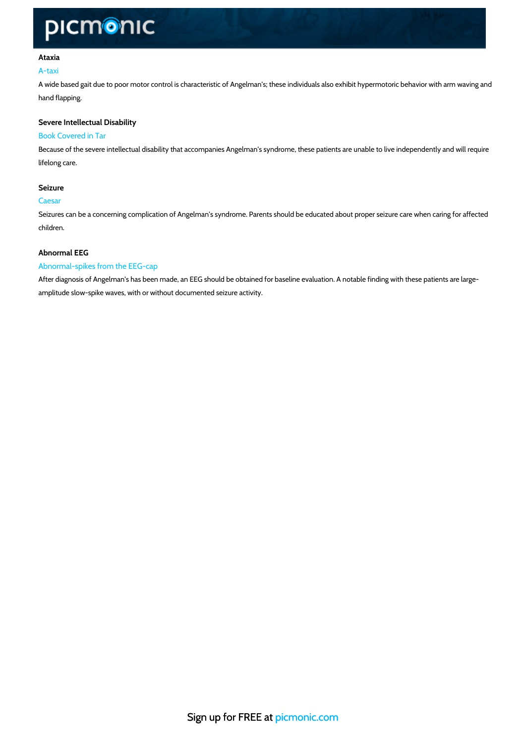### Ataxia

A-taxi

A wide based gait due to poor motor control is characteristic of Angelman's; these individuals also exhibit hypermotoric behavior with arm waving and hand flapping.

### Severe Intellectual Disability

Book Covered in Tar

Because of the severe intellectual disability that accompanies Angelman's syndrome, these patients are unable to live independently and will require lifelong care.

### Seizure

Caesar

Seizures can be a concerning complication of Angelman's syndrome. Parents should be educated about proper seizure care when caring for affected children.

### Abnormal EEG

Abnormal-spikes from the EEG-cap

After diagnosis of Angelman's has been made, an EEG should be obtained for baseline evaluation. A notable finding with these patients are large-amplitude slow-spike waves, with or without documented seizure activity.